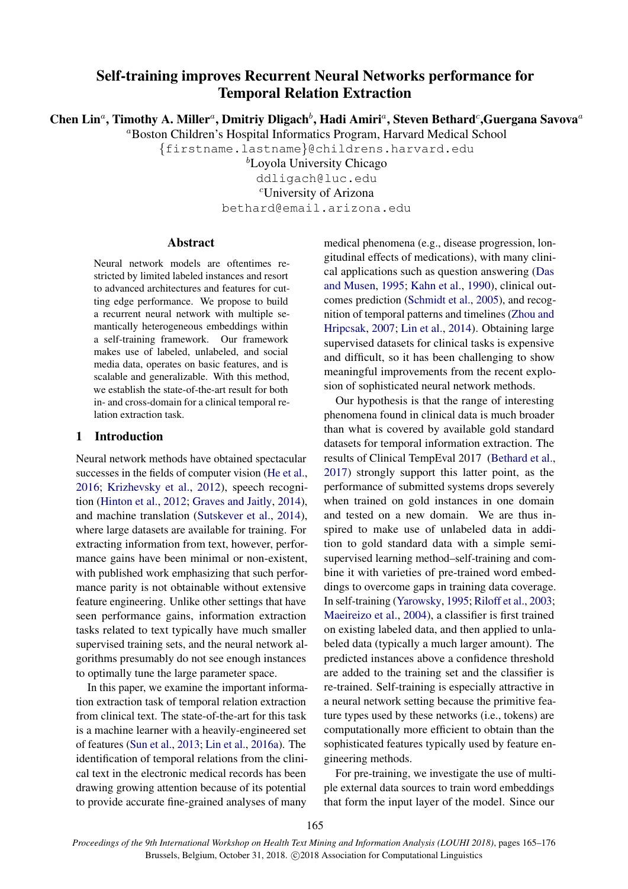# Self-training improves Recurrent Neural Networks performance for Temporal Relation Extraction

**Chen Lin**[a], **Timothy A. Miller**[a], **Dmitriy Dligach**[b], **Hadi Amiri**[a], **Steven Bethard**[c], **Guergana Savova**[a]

[a]Boston Children's Hospital Informatics Program, Harvard Medical School
{firstname.lastname}@childrens.harvard.edu
[b]Loyola University Chicago
ddligach@luc.edu
[c]University of Arizona
bethard@email.arizona.edu

## Abstract

Neural network models are oftentimes restricted by limited labeled instances and resort to advanced architectures and features for cutting edge performance. We propose to build a recurrent neural network with multiple semantically heterogeneous embeddings within a self-training framework. Our framework makes use of labeled, unlabeled, and social media data, operates on basic features, and is scalable and generalizable. With this method, we establish the state-of-the-art result for both in- and cross-domain for a clinical temporal relation extraction task.

## 1 Introduction

Neural network methods have obtained spectacular successes in the fields of computer vision (He et al., 2016; Krizhevsky et al., 2012), speech recognition (Hinton et al., 2012; Graves and Jaitly, 2014), and machine translation (Sutskever et al., 2014), where large datasets are available for training. For extracting information from text, however, performance gains have been minimal or non-existent, with published work emphasizing that such performance parity is not obtainable without extensive feature engineering. Unlike other settings that have seen performance gains, information extraction tasks related to text typically have much smaller supervised training sets, and the neural network algorithms presumably do not see enough instances to optimally tune the large parameter space.

In this paper, we examine the important information extraction task of temporal relation extraction from clinical text. The state-of-the-art for this task is a machine learner with a heavily-engineered set of features (Sun et al., 2013; Lin et al., 2016a). The identification of temporal relations from the clinical text in the electronic medical records has been drawing growing attention because of its potential to provide accurate fine-grained analyses of many medical phenomena (e.g., disease progression, longitudinal effects of medications), with many clinical applications such as question answering (Das and Musen, 1995; Kahn et al., 1990), clinical outcomes prediction (Schmidt et al., 2005), and recognition of temporal patterns and timelines (Zhou and Hripcsak, 2007; Lin et al., 2014). Obtaining large supervised datasets for clinical tasks is expensive and difficult, so it has been challenging to show meaningful improvements from the recent explosion of sophisticated neural network methods.

Our hypothesis is that the range of interesting phenomena found in clinical data is much broader than what is covered by available gold standard datasets for temporal information extraction. The results of Clinical TempEval 2017 (Bethard et al., 2017) strongly support this latter point, as the performance of submitted systems drops severely when trained on gold instances in one domain and tested on a new domain. We are thus inspired to make use of unlabeled data in addition to gold standard data with a simple semi-supervised learning method–self-training and combine it with varieties of pre-trained word embeddings to overcome gaps in training data coverage. In self-training (Yarowsky, 1995; Riloff et al., 2003; Maeireizo et al., 2004), a classifier is first trained on existing labeled data, and then applied to unlabeled data (typically a much larger amount). The predicted instances above a confidence threshold are added to the training set and the classifier is re-trained. Self-training is especially attractive in a neural network setting because the primitive feature types used by these networks (i.e., tokens) are computationally more efficient to obtain than the sophisticated features typically used by feature engineering methods.

For pre-training, we investigate the use of multiple external data sources to train word embeddings that form the input layer of the model. Since our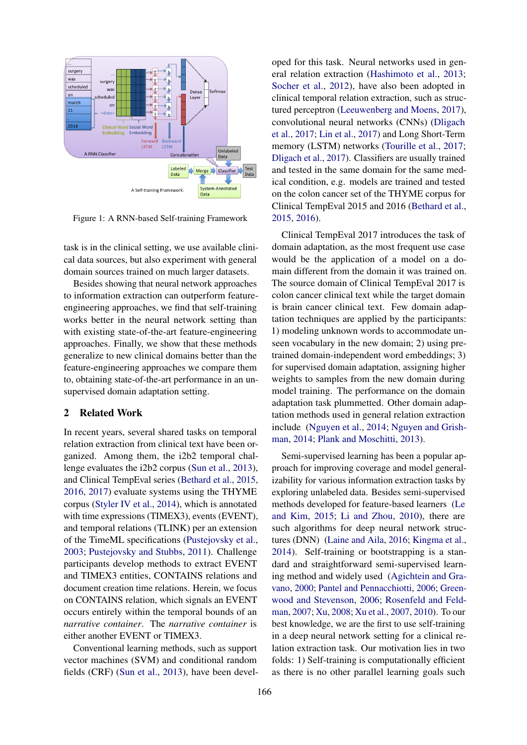Figure 1: A RNN-based Self-training Framework

task is in the clinical setting, we use available clinical data sources, but also experiment with general domain sources trained on much larger datasets.

Besides showing that neural network approaches to information extraction can outperform feature-engineering approaches, we find that self-training works better in the neural network setting than with existing state-of-the-art feature-engineering approaches. Finally, we show that these methods generalize to new clinical domains better than the feature-engineering approaches we compare them to, obtaining state-of-the-art performance in an unsupervised domain adaptation setting.

## 2 Related Work

In recent years, several shared tasks on temporal relation extraction from clinical text have been organized. Among them, the i2b2 temporal challenge evaluates the i2b2 corpus (Sun et al., 2013), and Clinical TempEval series (Bethard et al., 2015, 2016, 2017) evaluate systems using the THYME corpus (Styler IV et al., 2014), which is annotated with time expressions (TIMEX3), events (EVENT), and temporal relations (TLINK) per an extension of the TimeML specifications (Pustejovsky et al., 2003; Pustejovsky and Stubbs, 2011). Challenge participants develop methods to extract EVENT and TIMEX3 entities, CONTAINS relations and document creation time relations. Herein, we focus on CONTAINS relation, which signals an EVENT occurs entirely within the temporal bounds of an *narrative container*. The *narrative container* is either another EVENT or TIMEX3.

Conventional learning methods, such as support vector machines (SVM) and conditional random fields (CRF) (Sun et al., 2013), have been developed for this task. Neural networks used in general relation extraction (Hashimoto et al., 2013; Socher et al., 2012), have also been adopted in clinical temporal relation extraction, such as structured perceptron (Leeuwenberg and Moens, 2017), convolutional neural networks (CNNs) (Dligach et al., 2017; Lin et al., 2017) and Long Short-Term memory (LSTM) networks (Tourille et al., 2017; Dligach et al., 2017). Classifiers are usually trained and tested in the same domain for the same medical condition, e.g. models are trained and tested on the colon cancer set of the THYME corpus for Clinical TempEval 2015 and 2016 (Bethard et al., 2015, 2016).

Clinical TempEval 2017 introduces the task of domain adaptation, as the most frequent use case would be the application of a model on a domain different from the domain it was trained on. The source domain of Clinical TempEval 2017 is colon cancer clinical text while the target domain is brain cancer clinical text. Few domain adaptation techniques are applied by the participants: 1) modeling unknown words to accommodate unseen vocabulary in the new domain; 2) using pre-trained domain-independent word embeddings; 3) for supervised domain adaptation, assigning higher weights to samples from the new domain during model training. The performance on the domain adaptation task plummetted. Other domain adaptation methods used in general relation extraction include (Nguyen et al., 2014; Nguyen and Grishman, 2014; Plank and Moschitti, 2013).

Semi-supervised learning has been a popular approach for improving coverage and model generalizability for various information extraction tasks by exploring unlabeled data. Besides semi-supervised methods developed for feature-based learners (Le and Kim, 2015; Li and Zhou, 2010), there are such algorithms for deep neural network structures (DNN) (Laine and Aila, 2016; Kingma et al., 2014). Self-training or bootstrapping is a standard and straightforward semi-supervised learning method and widely used (Agichtein and Gravano, 2000; Pantel and Pennacchiotti, 2006; Greenwood and Stevenson, 2006; Rosenfeld and Feldman, 2007; Xu, 2008; Xu et al., 2007, 2010). To our best knowledge, we are the first to use self-training in a deep neural network setting for a clinical relation extraction task. Our motivation lies in two folds: 1) Self-training is computationally efficient as there is no other parallel learning goals such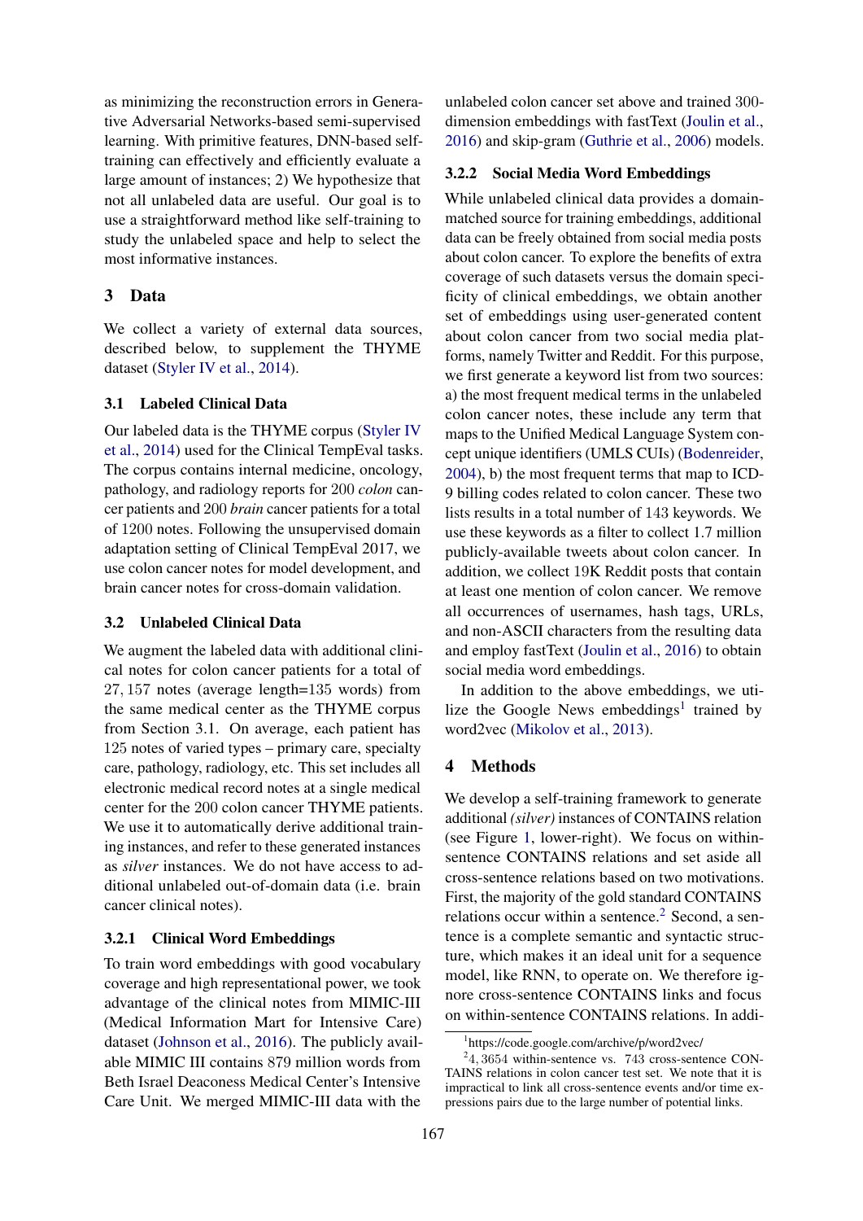as minimizing the reconstruction errors in Generative Adversarial Networks-based semi-supervised learning. With primitive features, DNN-based self-training can effectively and efficiently evaluate a large amount of instances; 2) We hypothesize that not all unlabeled data are useful. Our goal is to use a straightforward method like self-training to study the unlabeled space and help to select the most informative instances.

# 3 Data

We collect a variety of external data sources, described below, to supplement the THYME dataset (Styler IV et al., 2014).

## 3.1 Labeled Clinical Data

Our labeled data is the THYME corpus (Styler IV et al., 2014) used for the Clinical TempEval tasks. The corpus contains internal medicine, oncology, pathology, and radiology reports for 200 *colon* cancer patients and 200 *brain* cancer patients for a total of 1200 notes. Following the unsupervised domain adaptation setting of Clinical TempEval 2017, we use colon cancer notes for model development, and brain cancer notes for cross-domain validation.

## 3.2 Unlabeled Clinical Data

We augment the labeled data with additional clinical notes for colon cancer patients for a total of 27,157 notes (average length=135 words) from the same medical center as the THYME corpus from Section 3.1. On average, each patient has 125 notes of varied types – primary care, specialty care, pathology, radiology, etc. This set includes all electronic medical record notes at a single medical center for the 200 colon cancer THYME patients. We use it to automatically derive additional training instances, and refer to these generated instances as *silver* instances. We do not have access to additional unlabeled out-of-domain data (i.e. brain cancer clinical notes).

### 3.2.1 Clinical Word Embeddings

To train word embeddings with good vocabulary coverage and high representational power, we took advantage of the clinical notes from MIMIC-III (Medical Information Mart for Intensive Care) dataset (Johnson et al., 2016). The publicly available MIMIC III contains 879 million words from Beth Israel Deaconess Medical Center's Intensive Care Unit. We merged MIMIC-III data with the unlabeled colon cancer set above and trained 300-dimension embeddings with fastText (Joulin et al., 2016) and skip-gram (Guthrie et al., 2006) models.

### 3.2.2 Social Media Word Embeddings

While unlabeled clinical data provides a domain-matched source for training embeddings, additional data can be freely obtained from social media posts about colon cancer. To explore the benefits of extra coverage of such datasets versus the domain specificity of clinical embeddings, we obtain another set of embeddings using user-generated content about colon cancer from two social media platforms, namely Twitter and Reddit. For this purpose, we first generate a keyword list from two sources: a) the most frequent medical terms in the unlabeled colon cancer notes, these include any term that maps to the Unified Medical Language System concept unique identifiers (UMLS CUIs) (Bodenreider, 2004), b) the most frequent terms that map to ICD-9 billing codes related to colon cancer. These two lists results in a total number of 143 keywords. We use these keywords as a filter to collect 1.7 million publicly-available tweets about colon cancer. In addition, we collect 19K Reddit posts that contain at least one mention of colon cancer. We remove all occurrences of usernames, hash tags, URLs, and non-ASCII characters from the resulting data and employ fastText (Joulin et al., 2016) to obtain social media word embeddings.

In addition to the above embeddings, we utilize the Google News embeddings[1] trained by word2vec (Mikolov et al., 2013).

# 4 Methods

We develop a self-training framework to generate additional *(silver)* instances of CONTAINS relation (see Figure 1, lower-right). We focus on within-sentence CONTAINS relations and set aside all cross-sentence relations based on two motivations. First, the majority of the gold standard CONTAINS relations occur within a sentence.[2] Second, a sentence is a complete semantic and syntactic structure, which makes it an ideal unit for a sequence model, like RNN, to operate on. We therefore ignore cross-sentence CONTAINS links and focus on within-sentence CONTAINS relations. In addi-

[1] https://code.google.com/archive/p/word2vec/

[2] 4,3654 within-sentence vs. 743 cross-sentence CONTAINS relations in colon cancer test set. We note that it is impractical to link all cross-sentence events and/or time expressions pairs due to the large number of potential links.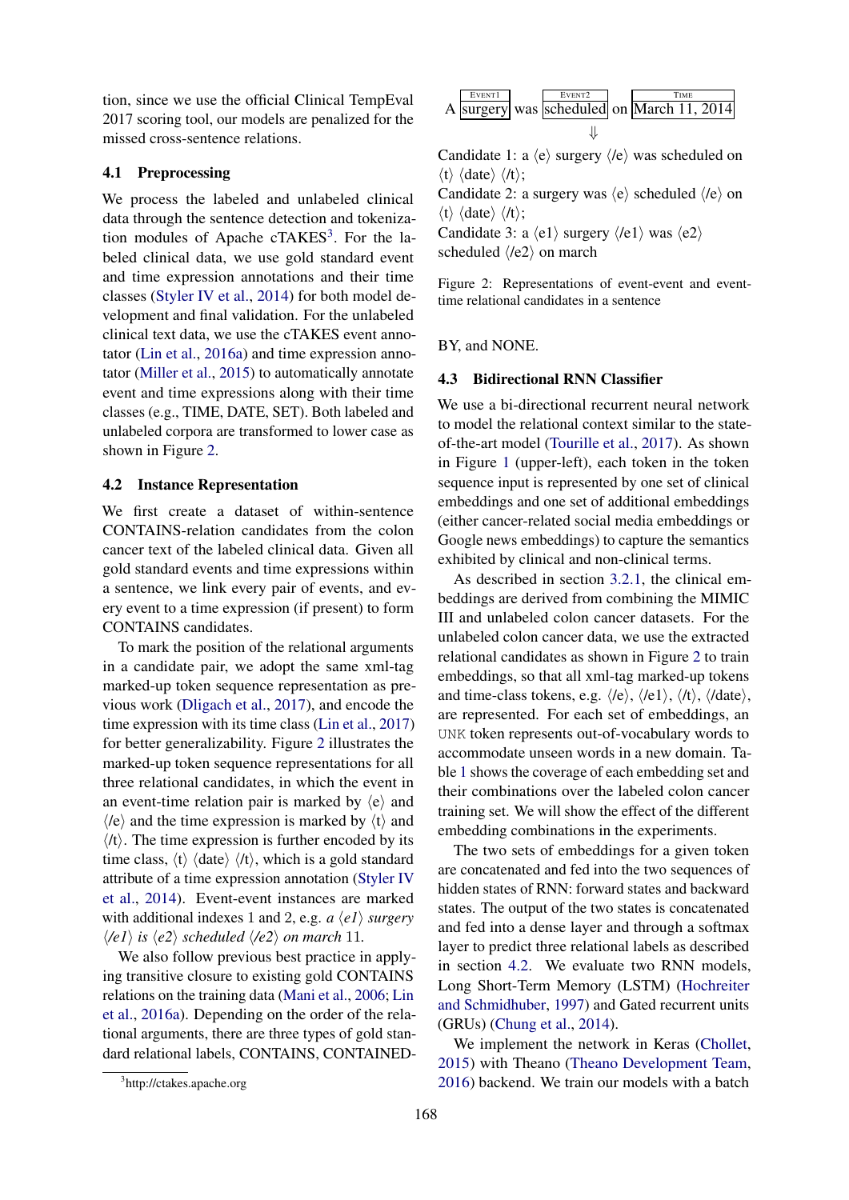tion, since we use the official Clinical TempEval 2017 scoring tool, our models are penalized for the missed cross-sentence relations.

### 4.1 Preprocessing

We process the labeled and unlabeled clinical data through the sentence detection and tokenization modules of Apache cTAKES[3]. For the labeled clinical data, we use gold standard event and time expression annotations and their time classes (Styler IV et al., 2014) for both model development and final validation. For the unlabeled clinical text data, we use the cTAKES event annotator (Lin et al., 2016a) and time expression annotator (Miller et al., 2015) to automatically annotate event and time expressions along with their time classes (e.g., TIME, DATE, SET). Both labeled and unlabeled corpora are transformed to lower case as shown in Figure 2.

### 4.2 Instance Representation

We first create a dataset of within-sentence CONTAINS-relation candidates from the colon cancer text of the labeled clinical data. Given all gold standard events and time expressions within a sentence, we link every pair of events, and every event to a time expression (if present) to form CONTAINS candidates.

To mark the position of the relational arguments in a candidate pair, we adopt the same xml-tag marked-up token sequence representation as previous work (Dligach et al., 2017), and encode the time expression with its time class (Lin et al., 2017) for better generalizability. Figure 2 illustrates the marked-up token sequence representations for all three relational candidates, in which the event in an event-time relation pair is marked by ⟨e⟩ and ⟨/e⟩ and the time expression is marked by ⟨t⟩ and ⟨/t⟩. The time expression is further encoded by its time class, ⟨t⟩ ⟨date⟩ ⟨/t⟩, which is a gold standard attribute of a time expression annotation (Styler IV et al., 2014). Event-event instances are marked with additional indexes 1 and 2, e.g. *a ⟨e1⟩ surgery ⟨/e1⟩ is ⟨e2⟩ scheduled ⟨/e2⟩ on march* 11.

We also follow previous best practice in applying transitive closure to existing gold CONTAINS relations on the training data (Mani et al., 2006; Lin et al., 2016a). Depending on the order of the relational arguments, there are three types of gold standard relational labels, CONTAINS, CONTAINED-BY, and NONE.

A [surgery]EVENT1 was [scheduled]EVENT2 on [March 11, 2014]TIME

⇓

Candidate 1: a ⟨e⟩ surgery ⟨/e⟩ was scheduled on ⟨t⟩ ⟨date⟩ ⟨/t⟩;
Candidate 2: a surgery was ⟨e⟩ scheduled ⟨/e⟩ on ⟨t⟩ ⟨date⟩ ⟨/t⟩;
Candidate 3: a ⟨e1⟩ surgery ⟨/e1⟩ was ⟨e2⟩ scheduled ⟨/e2⟩ on march

Figure 2: Representations of event-event and event-time relational candidates in a sentence

### 4.3 Bidirectional RNN Classifier

We use a bi-directional recurrent neural network to model the relational context similar to the state-of-the-art model (Tourille et al., 2017). As shown in Figure 1 (upper-left), each token in the token sequence input is represented by one set of clinical embeddings and one set of additional embeddings (either cancer-related social media embeddings or Google news embeddings) to capture the semantics exhibited by clinical and non-clinical terms.

As described in section 3.2.1, the clinical embeddings are derived from combining the MIMIC III and unlabeled colon cancer datasets. For the unlabeled colon cancer data, we use the extracted relational candidates as shown in Figure 2 to train embeddings, so that all xml-tag marked-up tokens and time-class tokens, e.g. ⟨/e⟩, ⟨/e1⟩, ⟨/t⟩, ⟨/date⟩, are represented. For each set of embeddings, an UNK token represents out-of-vocabulary words to accommodate unseen words in a new domain. Table 1 shows the coverage of each embedding set and their combinations over the labeled colon cancer training set. We will show the effect of the different embedding combinations in the experiments.

The two sets of embeddings for a given token are concatenated and fed into the two sequences of hidden states of RNN: forward states and backward states. The output of the two states is concatenated and fed into a dense layer and through a softmax layer to predict three relational labels as described in section 4.2. We evaluate two RNN models, Long Short-Term Memory (LSTM) (Hochreiter and Schmidhuber, 1997) and Gated recurrent units (GRUs) (Chung et al., 2014).

We implement the network in Keras (Chollet, 2015) with Theano (Theano Development Team, 2016) backend. We train our models with a batch

[3] http://ctakes.apache.org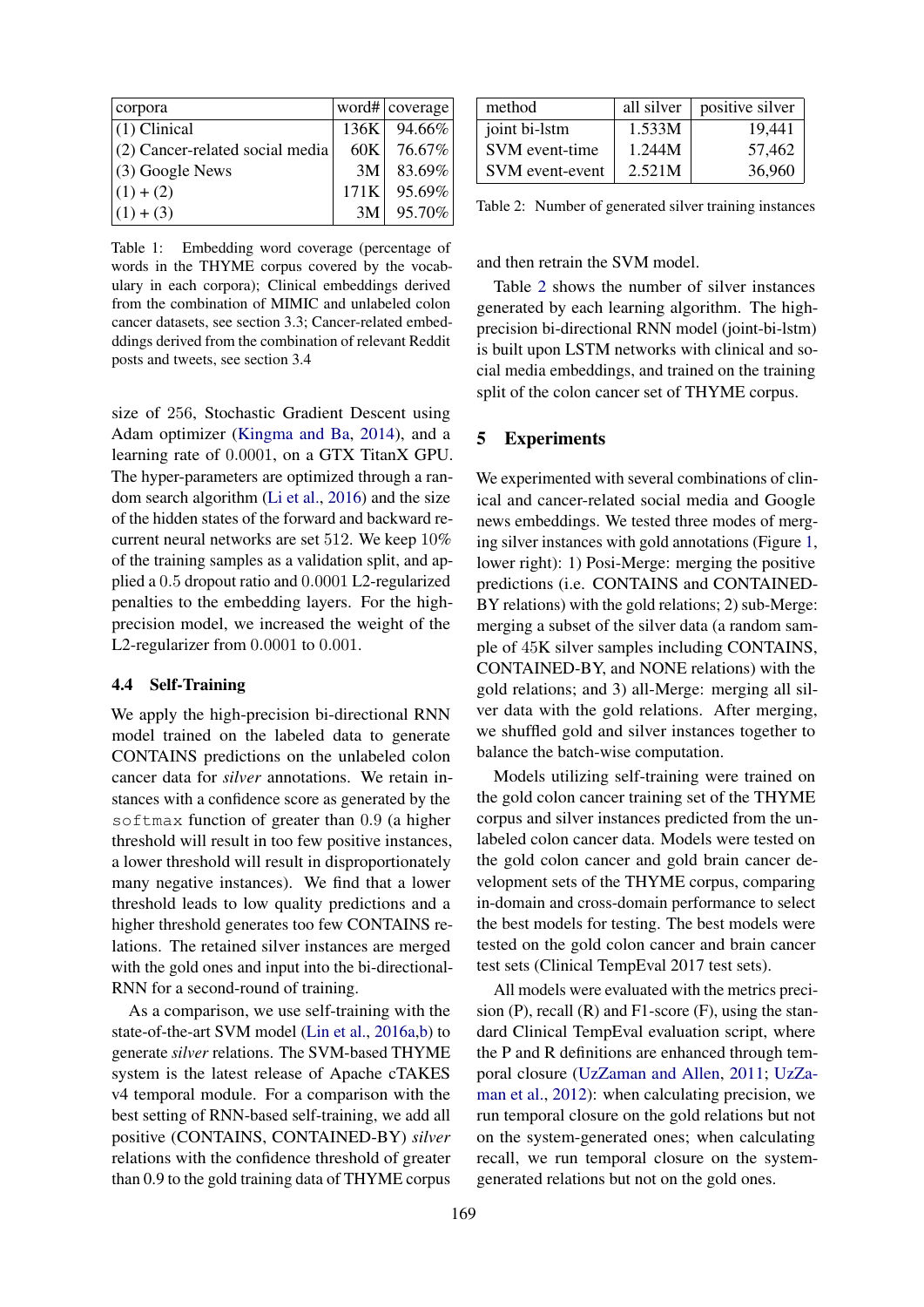| corpora | word# | coverage |
|---|---|---|
| (1) Clinical | 136K | 94.66% |
| (2) Cancer-related social media | 60K | 76.67% |
| (3) Google News | 3M | 83.69% |
| (1) + (2) | 171K | 95.69% |
| (1) + (3) | 3M | 95.70% |

Table 1: Embedding word coverage (percentage of words in the THYME corpus covered by the vocabulary in each corpora); Clinical embeddings derived from the combination of MIMIC and unlabeled colon cancer datasets, see section 3.3; Cancer-related embedddings derived from the combination of relevant Reddit posts and tweets, see section 3.4

size of 256, Stochastic Gradient Descent using Adam optimizer (Kingma and Ba, 2014), and a learning rate of 0.0001, on a GTX TitanX GPU. The hyper-parameters are optimized through a random search algorithm (Li et al., 2016) and the size of the hidden states of the forward and backward recurrent neural networks are set 512. We keep 10% of the training samples as a validation split, and applied a 0.5 dropout ratio and 0.0001 L2-regularized penalties to the embedding layers. For the high-precision model, we increased the weight of the L2-regularizer from 0.0001 to 0.001.

### 4.4 Self-Training

We apply the high-precision bi-directional RNN model trained on the labeled data to generate CONTAINS predictions on the unlabeled colon cancer data for *silver* annotations. We retain instances with a confidence score as generated by the `softmax` function of greater than 0.9 (a higher threshold will result in too few positive instances, a lower threshold will result in disproportionately many negative instances). We find that a lower threshold leads to low quality predictions and a higher threshold generates too few CONTAINS relations. The retained silver instances are merged with the gold ones and input into the bi-directional-RNN for a second-round of training.

As a comparison, we use self-training with the state-of-the-art SVM model (Lin et al., 2016a,b) to generate *silver* relations. The SVM-based THYME system is the latest release of Apache cTAKES v4 temporal module. For a comparison with the best setting of RNN-based self-training, we add all positive (CONTAINS, CONTAINED-BY) *silver* relations with the confidence threshold of greater than 0.9 to the gold training data of THYME corpus and then retrain the SVM model.

| method | all silver | positive silver |
|---|---|---|
| joint bi-lstm | 1.533M | 19,441 |
| SVM event-time | 1.244M | 57,462 |
| SVM event-event | 2.521M | 36,960 |

Table 2: Number of generated silver training instances

Table 2 shows the number of silver instances generated by each learning algorithm. The high-precision bi-directional RNN model (joint-bi-lstm) is built upon LSTM networks with clinical and social media embeddings, and trained on the training split of the colon cancer set of THYME corpus.

## 5 Experiments

We experimented with several combinations of clinical and cancer-related social media and Google news embeddings. We tested three modes of merging silver instances with gold annotations (Figure 1, lower right): 1) Posi-Merge: merging the positive predictions (i.e. CONTAINS and CONTAINED-BY relations) with the gold relations; 2) sub-Merge: merging a subset of the silver data (a random sample of 45K silver samples including CONTAINS, CONTAINED-BY, and NONE relations) with the gold relations; and 3) all-Merge: merging all silver data with the gold relations. After merging, we shuffled gold and silver instances together to balance the batch-wise computation.

Models utilizing self-training were trained on the gold colon cancer training set of the THYME corpus and silver instances predicted from the unlabeled colon cancer data. Models were tested on the gold colon cancer and gold brain cancer development sets of the THYME corpus, comparing in-domain and cross-domain performance to select the best models for testing. The best models were tested on the gold colon cancer and brain cancer test sets (Clinical TempEval 2017 test sets).

All models were evaluated with the metrics precision (P), recall (R) and F1-score (F), using the standard Clinical TempEval evaluation script, where the P and R definitions are enhanced through temporal closure (UzZaman and Allen, 2011; UzZaman et al., 2012): when calculating precision, we run temporal closure on the gold relations but not on the system-generated ones; when calculating recall, we run temporal closure on the system-generated relations but not on the gold ones.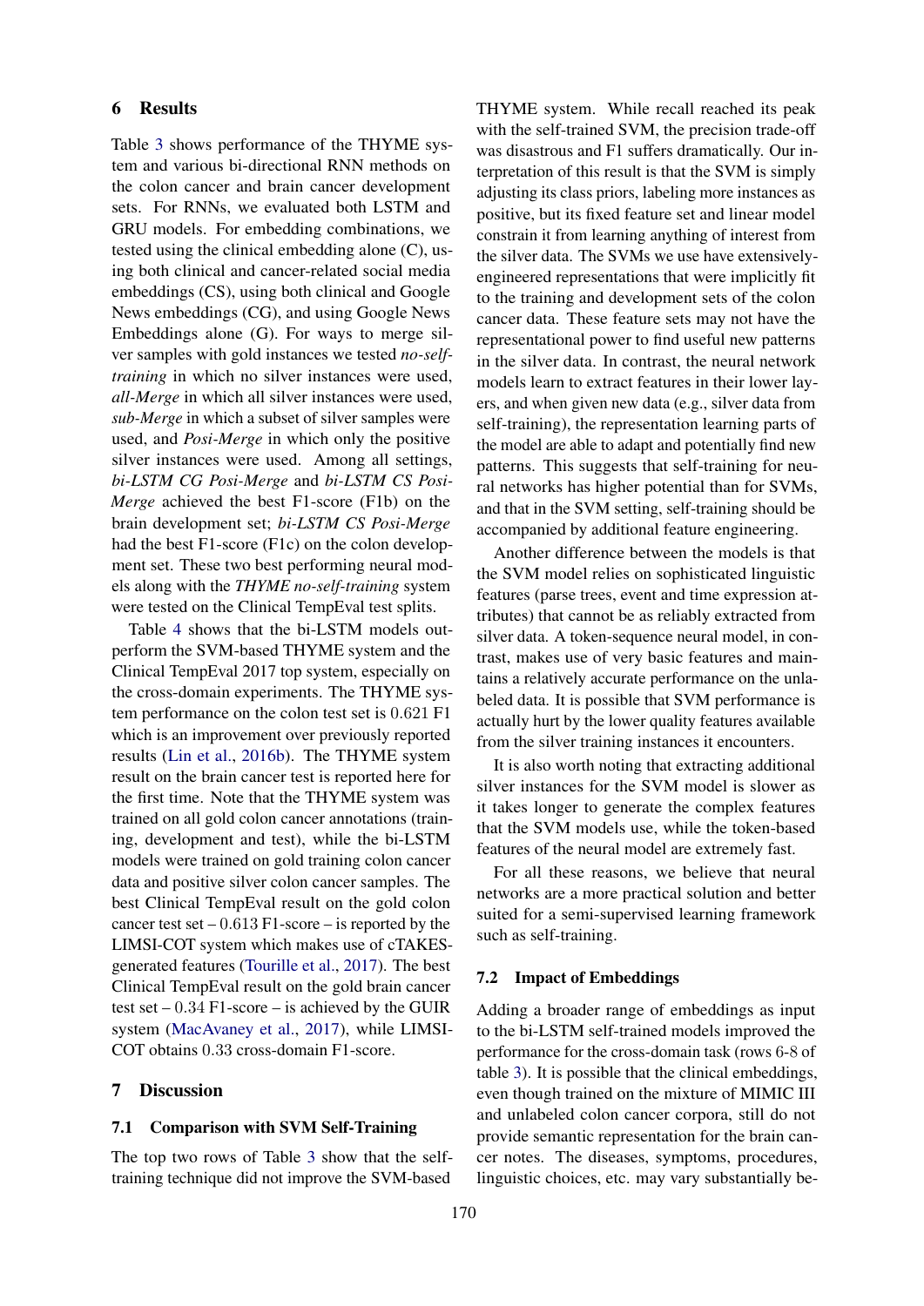## 6 Results

Table 3 shows performance of the THYME system and various bi-directional RNN methods on the colon cancer and brain cancer development sets. For RNNs, we evaluated both LSTM and GRU models. For embedding combinations, we tested using the clinical embedding alone (C), using both clinical and cancer-related social media embeddings (CS), using both clinical and Google News embeddings (CG), and using Google News Embeddings alone (G). For ways to merge silver samples with gold instances we tested *no-self-training* in which no silver instances were used, *all-Merge* in which all silver instances were used, *sub-Merge* in which a subset of silver samples were used, and *Posi-Merge* in which only the positive silver instances were used. Among all settings, *bi-LSTM CG Posi-Merge* and *bi-LSTM CS Posi-Merge* achieved the best F1-score (F1b) on the brain development set; *bi-LSTM CS Posi-Merge* had the best F1-score (F1c) on the colon development set. These two best performing neural models along with the *THYME no-self-training* system were tested on the Clinical TempEval test splits.

Table 4 shows that the bi-LSTM models outperform the SVM-based THYME system and the Clinical TempEval 2017 top system, especially on the cross-domain experiments. The THYME system performance on the colon test set is $0.621$ F1 which is an improvement over previously reported results (Lin et al., 2016b). The THYME system result on the brain cancer test is reported here for the first time. Note that the THYME system was trained on all gold colon cancer annotations (training, development and test), while the bi-LSTM models were trained on gold training colon cancer data and positive silver colon cancer samples. The best Clinical TempEval result on the gold colon cancer test set – $0.613$ F1-score – is reported by the LIMSI-COT system which makes use of cTAKES-generated features (Tourille et al., 2017). The best Clinical TempEval result on the gold brain cancer test set – $0.34$ F1-score – is achieved by the GUIR system (MacAvaney et al., 2017), while LIMSI-COT obtains $0.33$ cross-domain F1-score.

## 7 Discussion

### 7.1 Comparison with SVM Self-Training

The top two rows of Table 3 show that the self-training technique did not improve the SVM-based THYME system. While recall reached its peak with the self-trained SVM, the precision trade-off was disastrous and F1 suffers dramatically. Our interpretation of this result is that the SVM is simply adjusting its class priors, labeling more instances as positive, but its fixed feature set and linear model constrain it from learning anything of interest from the silver data. The SVMs we use have extensively-engineered representations that were implicitly fit to the training and development sets of the colon cancer data. These feature sets may not have the representational power to find useful new patterns in the silver data. In contrast, the neural network models learn to extract features in their lower layers, and when given new data (e.g., silver data from self-training), the representation learning parts of the model are able to adapt and potentially find new patterns. This suggests that self-training for neural networks has higher potential than for SVMs, and that in the SVM setting, self-training should be accompanied by additional feature engineering.

Another difference between the models is that the SVM model relies on sophisticated linguistic features (parse trees, event and time expression attributes) that cannot be as reliably extracted from silver data. A token-sequence neural model, in contrast, makes use of very basic features and maintains a relatively accurate performance on the unlabeled data. It is possible that SVM performance is actually hurt by the lower quality features available from the silver training instances it encounters.

It is also worth noting that extracting additional silver instances for the SVM model is slower as it takes longer to generate the complex features that the SVM models use, while the token-based features of the neural model are extremely fast.

For all these reasons, we believe that neural networks are a more practical solution and better suited for a semi-supervised learning framework such as self-training.

### 7.2 Impact of Embeddings

Adding a broader range of embeddings as input to the bi-LSTM self-trained models improved the performance for the cross-domain task (rows 6-8 of table 3). It is possible that the clinical embeddings, even though trained on the mixture of MIMIC III and unlabeled colon cancer corpora, still do not provide semantic representation for the brain cancer notes. The diseases, symptoms, procedures, linguistic choices, etc. may vary substantially be-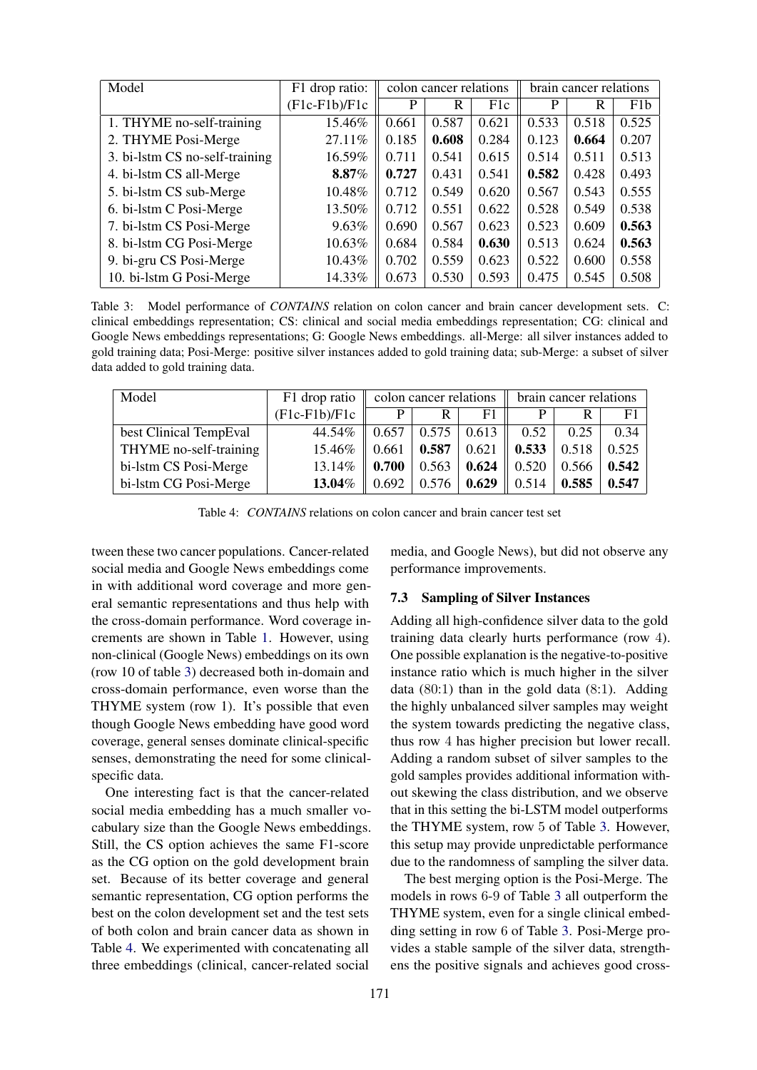| Model | F1 drop ratio: | colon cancer relations | | | brain cancer relations | | |
|---|---|---|---|---|---|---|---|
| | (F1c-F1b)/F1c | P | R | F1c | P | R | F1b |
| 1. THYME no-self-training | 15.46% | 0.661 | 0.587 | 0.621 | 0.533 | 0.518 | 0.525 |
| 2. THYME Posi-Merge | 27.11% | 0.185 | **0.608** | 0.284 | 0.123 | **0.664** | 0.207 |
| 3. bi-lstm CS no-self-training | 16.59% | 0.711 | 0.541 | 0.615 | 0.514 | 0.511 | 0.513 |
| 4. bi-lstm CS all-Merge | **8.87%** | **0.727** | 0.431 | 0.541 | **0.582** | 0.428 | 0.493 |
| 5. bi-lstm CS sub-Merge | 10.48% | 0.712 | 0.549 | 0.620 | 0.567 | 0.543 | 0.555 |
| 6. bi-lstm C Posi-Merge | 13.50% | 0.712 | 0.551 | 0.622 | 0.528 | 0.549 | 0.538 |
| 7. bi-lstm CS Posi-Merge | 9.63% | 0.690 | 0.567 | 0.623 | 0.523 | 0.609 | **0.563** |
| 8. bi-lstm CG Posi-Merge | 10.63% | 0.684 | 0.584 | **0.630** | 0.513 | 0.624 | **0.563** |
| 9. bi-gru CS Posi-Merge | 10.43% | 0.702 | 0.559 | 0.623 | 0.522 | 0.600 | 0.558 |
| 10. bi-lstm G Posi-Merge | 14.33% | 0.673 | 0.530 | 0.593 | 0.475 | 0.545 | 0.508 |

Table 3: Model performance of *CONTAINS* relation on colon cancer and brain cancer development sets. C: clinical embeddings representation; CS: clinical and social media embeddings representation; CG: clinical and Google News embeddings representations; G: Google News embeddings. all-Merge: all silver instances added to gold training data; Posi-Merge: positive silver instances added to gold training data; sub-Merge: a subset of silver data added to gold training data.

| Model | F1 drop ratio | colon cancer relations | | | brain cancer relations | | |
|---|---|---|---|---|---|---|---|
| | (F1c-F1b)/F1c | P | R | F1 | P | R | F1 |
| best Clinical TempEval | 44.54% | 0.657 | 0.575 | 0.613 | 0.52 | 0.25 | 0.34 |
| THYME no-self-training | 15.46% | 0.661 | **0.587** | 0.621 | **0.533** | 0.518 | 0.525 |
| bi-lstm CS Posi-Merge | 13.14% | **0.700** | 0.563 | **0.624** | 0.520 | 0.566 | **0.542** |
| bi-lstm CG Posi-Merge | **13.04%** | 0.692 | 0.576 | **0.629** | 0.514 | **0.585** | **0.547** |

Table 4: *CONTAINS* relations on colon cancer and brain cancer test set

tween these two cancer populations. Cancer-related social media and Google News embeddings come in with additional word coverage and more general semantic representations and thus help with the cross-domain performance. Word coverage increments are shown in Table 1. However, using non-clinical (Google News) embeddings on its own (row 10 of table 3) decreased both in-domain and cross-domain performance, even worse than the THYME system (row 1). It's possible that even though Google News embedding have good word coverage, general senses dominate clinical-specific senses, demonstrating the need for some clinical-specific data.

One interesting fact is that the cancer-related social media embedding has a much smaller vocabulary size than the Google News embeddings. Still, the CS option achieves the same F1-score as the CG option on the gold development brain set. Because of its better coverage and general semantic representation, CG option performs the best on the colon development set and the test sets of both colon and brain cancer data as shown in Table 4. We experimented with concatenating all three embeddings (clinical, cancer-related social media, and Google News), but did not observe any performance improvements.

### 7.3 Sampling of Silver Instances

Adding all high-confidence silver data to the gold training data clearly hurts performance (row 4). One possible explanation is the negative-to-positive instance ratio which is much higher in the silver data (80:1) than in the gold data (8:1). Adding the highly unbalanced silver samples may weight the system towards predicting the negative class, thus row 4 has higher precision but lower recall. Adding a random subset of silver samples to the gold samples provides additional information without skewing the class distribution, and we observe that in this setting the bi-LSTM model outperforms the THYME system, row 5 of Table 3. However, this setup may provide unpredictable performance due to the randomness of sampling the silver data.

The best merging option is the Posi-Merge. The models in rows 6-9 of Table 3 all outperform the THYME system, even for a single clinical embedding setting in row 6 of Table 3. Posi-Merge provides a stable sample of the silver data, strengthens the positive signals and achieves good cross-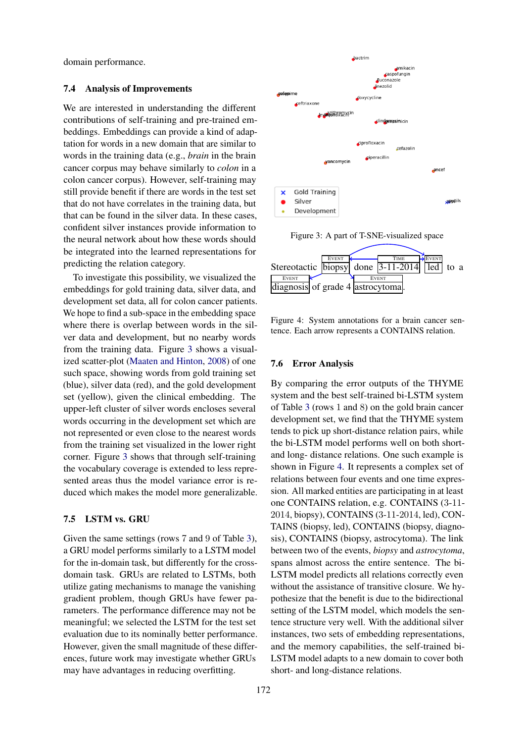domain performance.

### 7.4 Analysis of Improvements

We are interested in understanding the different contributions of self-training and pre-trained embeddings. Embeddings can provide a kind of adaptation for words in a new domain that are similar to words in the training data (e.g., *brain* in the brain cancer corpus may behave similarly to *colon* in a colon cancer corpus). However, self-training may still provide benefit if there are words in the test set that do not have correlates in the training data, but that can be found in the silver data. In these cases, confident silver instances provide information to the neural network about how these words should be integrated into the learned representations for predicting the relation category.

To investigate this possibility, we visualized the embeddings for gold training data, silver data, and development set data, all for colon cancer patients. We hope to find a sub-space in the embedding space where there is overlap between words in the silver data and development, but no nearby words from the training data. Figure 3 shows a visualized scatter-plot (Maaten and Hinton, 2008) of one such space, showing words from gold training set (blue), silver data (red), and the gold development set (yellow), given the clinical embedding. The upper-left cluster of silver words encloses several words occurring in the development set which are not represented or even close to the nearest words from the training set visualized in the lower right corner. Figure 3 shows that through self-training the vocabulary coverage is extended to less represented areas thus the model variance error is reduced which makes the model more generalizable.

### 7.5 LSTM vs. GRU

Given the same settings (rows 7 and 9 of Table 3), a GRU model performs similarly to a LSTM model for the in-domain task, but differently for the cross-domain task. GRUs are related to LSTMs, both utilize gating mechanisms to manage the vanishing gradient problem, though GRUs have fewer parameters. The performance difference may not be meaningful; we selected the LSTM for the test set evaluation due to its nominally better performance. However, given the small magnitude of these differences, future work may investigate whether GRUs may have advantages in reducing overfitting.

Figure 3: A part of T-SNE-visualized space

Figure 4: System annotations for a brain cancer sentence. Each arrow represents a CONTAINS relation.

### 7.6 Error Analysis

By comparing the error outputs of the THYME system and the best self-trained bi-LSTM system of Table 3 (rows 1 and 8) on the gold brain cancer development set, we find that the THYME system tends to pick up short-distance relation pairs, while the bi-LSTM model performs well on both short- and long- distance relations. One such example is shown in Figure 4. It represents a complex set of relations between four events and one time expression. All marked entities are participating in at least one CONTAINS relation, e.g. CONTAINS (3-11-2014, biopsy), CONTAINS (3-11-2014, led), CONTAINS (biopsy, led), CONTAINS (biopsy, diagnosis), CONTAINS (biopsy, astrocytoma). The link between two of the events, *biopsy* and *astrocytoma*, spans almost across the entire sentence. The bi-LSTM model predicts all relations correctly even without the assistance of transitive closure. We hypothesize that the benefit is due to the bidirectional setting of the LSTM model, which models the sentence structure very well. With the additional silver instances, two sets of embedding representations, and the memory capabilities, the self-trained bi-LSTM model adapts to a new domain to cover both short- and long-distance relations.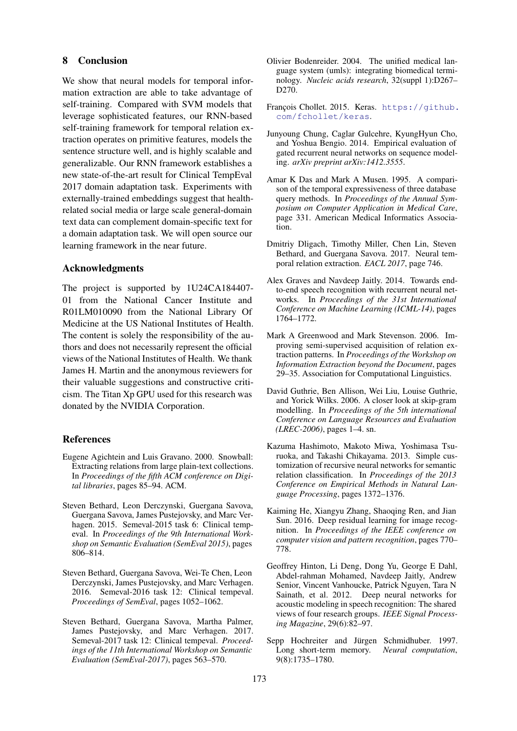## 8 Conclusion

We show that neural models for temporal information extraction are able to take advantage of self-training. Compared with SVM models that leverage sophisticated features, our RNN-based self-training framework for temporal relation extraction operates on primitive features, models the sentence structure well, and is highly scalable and generalizable. Our RNN framework establishes a new state-of-the-art result for Clinical TempEval 2017 domain adaptation task. Experiments with externally-trained embeddings suggest that health-related social media or large scale general-domain text data can complement domain-specific text for a domain adaptation task. We will open source our learning framework in the near future.

## Acknowledgments

The project is supported by 1U24CA184407-01 from the National Cancer Institute and R01LM010090 from the National Library Of Medicine at the US National Institutes of Health. The content is solely the responsibility of the authors and does not necessarily represent the official views of the National Institutes of Health. We thank James H. Martin and the anonymous reviewers for their valuable suggestions and constructive criticism. The Titan Xp GPU used for this research was donated by the NVIDIA Corporation.

## References

Eugene Agichtein and Luis Gravano. 2000. Snowball: Extracting relations from large plain-text collections. In *Proceedings of the fifth ACM conference on Digital libraries*, pages 85–94. ACM.

Steven Bethard, Leon Derczynski, Guergana Savova, Guergana Savova, James Pustejovsky, and Marc Verhagen. 2015. Semeval-2015 task 6: Clinical tempeval. In *Proceedings of the 9th International Workshop on Semantic Evaluation (SemEval 2015)*, pages 806–814.

Steven Bethard, Guergana Savova, Wei-Te Chen, Leon Derczynski, James Pustejovsky, and Marc Verhagen. 2016. Semeval-2016 task 12: Clinical tempeval. *Proceedings of SemEval*, pages 1052–1062.

Steven Bethard, Guergana Savova, Martha Palmer, James Pustejovsky, and Marc Verhagen. 2017. Semeval-2017 task 12: Clinical tempeval. *Proceedings of the 11th International Workshop on Semantic Evaluation (SemEval-2017)*, pages 563–570.

Olivier Bodenreider. 2004. The unified medical language system (umls): integrating biomedical terminology. *Nucleic acids research*, 32(suppl 1):D267–D270.

François Chollet. 2015. Keras. https://github.com/fchollet/keras.

Junyoung Chung, Caglar Gulcehre, KyungHyun Cho, and Yoshua Bengio. 2014. Empirical evaluation of gated recurrent neural networks on sequence modeling. *arXiv preprint arXiv:1412.3555*.

Amar K Das and Mark A Musen. 1995. A comparison of the temporal expressiveness of three database query methods. In *Proceedings of the Annual Symposium on Computer Application in Medical Care*, page 331. American Medical Informatics Association.

Dmitriy Dligach, Timothy Miller, Chen Lin, Steven Bethard, and Guergana Savova. 2017. Neural temporal relation extraction. *EACL 2017*, page 746.

Alex Graves and Navdeep Jaitly. 2014. Towards end-to-end speech recognition with recurrent neural networks. In *Proceedings of the 31st International Conference on Machine Learning (ICML-14)*, pages 1764–1772.

Mark A Greenwood and Mark Stevenson. 2006. Improving semi-supervised acquisition of relation extraction patterns. In *Proceedings of the Workshop on Information Extraction beyond the Document*, pages 29–35. Association for Computational Linguistics.

David Guthrie, Ben Allison, Wei Liu, Louise Guthrie, and Yorick Wilks. 2006. A closer look at skip-gram modelling. In *Proceedings of the 5th international Conference on Language Resources and Evaluation (LREC-2006)*, pages 1–4. sn.

Kazuma Hashimoto, Makoto Miwa, Yoshimasa Tsuruoka, and Takashi Chikayama. 2013. Simple customization of recursive neural networks for semantic relation classification. In *Proceedings of the 2013 Conference on Empirical Methods in Natural Language Processing*, pages 1372–1376.

Kaiming He, Xiangyu Zhang, Shaoqing Ren, and Jian Sun. 2016. Deep residual learning for image recognition. In *Proceedings of the IEEE conference on computer vision and pattern recognition*, pages 770–778.

Geoffrey Hinton, Li Deng, Dong Yu, George E Dahl, Abdel-rahman Mohamed, Navdeep Jaitly, Andrew Senior, Vincent Vanhoucke, Patrick Nguyen, Tara N Sainath, et al. 2012. Deep neural networks for acoustic modeling in speech recognition: The shared views of four research groups. *IEEE Signal Processing Magazine*, 29(6):82–97.

Sepp Hochreiter and Jürgen Schmidhuber. 1997. Long short-term memory. *Neural computation*, 9(8):1735–1780.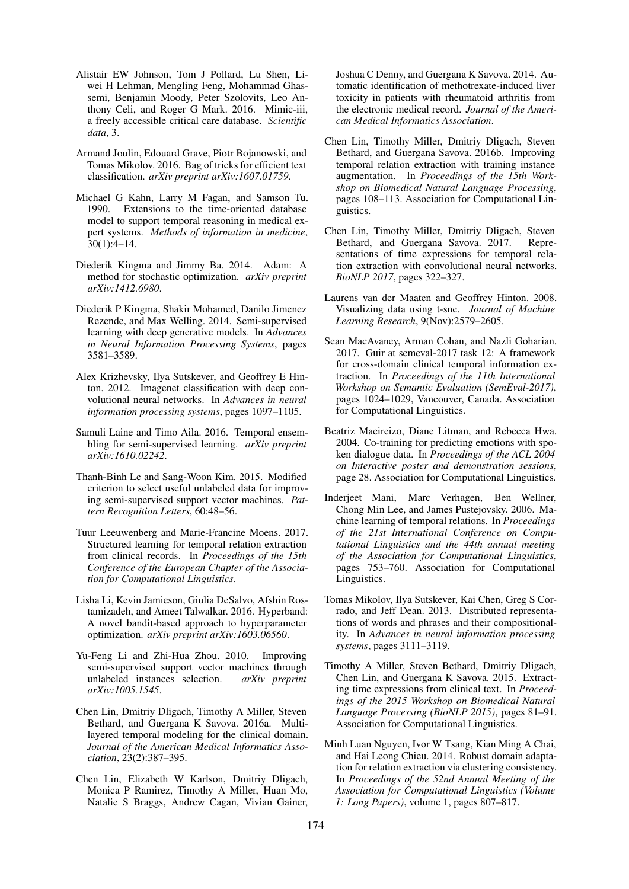Alistair EW Johnson, Tom J Pollard, Lu Shen, Liwei H Lehman, Mengling Feng, Mohammad Ghassemi, Benjamin Moody, Peter Szolovits, Leo Anthony Celi, and Roger G Mark. 2016. Mimic-iii, a freely accessible critical care database. *Scientific data*, 3.

Armand Joulin, Edouard Grave, Piotr Bojanowski, and Tomas Mikolov. 2016. Bag of tricks for efficient text classification. *arXiv preprint arXiv:1607.01759*.

Michael G Kahn, Larry M Fagan, and Samson Tu. 1990. Extensions to the time-oriented database model to support temporal reasoning in medical expert systems. *Methods of information in medicine*, 30(1):4–14.

Diederik Kingma and Jimmy Ba. 2014. Adam: A method for stochastic optimization. *arXiv preprint arXiv:1412.6980*.

Diederik P Kingma, Shakir Mohamed, Danilo Jimenez Rezende, and Max Welling. 2014. Semi-supervised learning with deep generative models. In *Advances in Neural Information Processing Systems*, pages 3581–3589.

Alex Krizhevsky, Ilya Sutskever, and Geoffrey E Hinton. 2012. Imagenet classification with deep convolutional neural networks. In *Advances in neural information processing systems*, pages 1097–1105.

Samuli Laine and Timo Aila. 2016. Temporal ensembling for semi-supervised learning. *arXiv preprint arXiv:1610.02242*.

Thanh-Binh Le and Sang-Woon Kim. 2015. Modified criterion to select useful unlabeled data for improving semi-supervised support vector machines. *Pattern Recognition Letters*, 60:48–56.

Tuur Leeuwenberg and Marie-Francine Moens. 2017. Structured learning for temporal relation extraction from clinical records. In *Proceedings of the 15th Conference of the European Chapter of the Association for Computational Linguistics*.

Lisha Li, Kevin Jamieson, Giulia DeSalvo, Afshin Rostamizadeh, and Ameet Talwalkar. 2016. Hyperband: A novel bandit-based approach to hyperparameter optimization. *arXiv preprint arXiv:1603.06560*.

Yu-Feng Li and Zhi-Hua Zhou. 2010. Improving semi-supervised support vector machines through unlabeled instances selection. *arXiv preprint arXiv:1005.1545*.

Chen Lin, Dmitriy Dligach, Timothy A Miller, Steven Bethard, and Guergana K Savova. 2016a. Multilayered temporal modeling for the clinical domain. *Journal of the American Medical Informatics Association*, 23(2):387–395.

Chen Lin, Elizabeth W Karlson, Dmitriy Dligach, Monica P Ramirez, Timothy A Miller, Huan Mo, Natalie S Braggs, Andrew Cagan, Vivian Gainer, Joshua C Denny, and Guergana K Savova. 2014. Automatic identification of methotrexate-induced liver toxicity in patients with rheumatoid arthritis from the electronic medical record. *Journal of the American Medical Informatics Association*.

Chen Lin, Timothy Miller, Dmitriy Dligach, Steven Bethard, and Guergana Savova. 2016b. Improving temporal relation extraction with training instance augmentation. In *Proceedings of the 15th Workshop on Biomedical Natural Language Processing*, pages 108–113. Association for Computational Linguistics.

Chen Lin, Timothy Miller, Dmitriy Dligach, Steven Bethard, and Guergana Savova. 2017. Representations of time expressions for temporal relation extraction with convolutional neural networks. *BioNLP 2017*, pages 322–327.

Laurens van der Maaten and Geoffrey Hinton. 2008. Visualizing data using t-sne. *Journal of Machine Learning Research*, 9(Nov):2579–2605.

Sean MacAvaney, Arman Cohan, and Nazli Goharian. 2017. Guir at semeval-2017 task 12: A framework for cross-domain clinical temporal information extraction. In *Proceedings of the 11th International Workshop on Semantic Evaluation (SemEval-2017)*, pages 1024–1029, Vancouver, Canada. Association for Computational Linguistics.

Beatriz Maeireizo, Diane Litman, and Rebecca Hwa. 2004. Co-training for predicting emotions with spoken dialogue data. In *Proceedings of the ACL 2004 on Interactive poster and demonstration sessions*, page 28. Association for Computational Linguistics.

Inderjeet Mani, Marc Verhagen, Ben Wellner, Chong Min Lee, and James Pustejovsky. 2006. Machine learning of temporal relations. In *Proceedings of the 21st International Conference on Computational Linguistics and the 44th annual meeting of the Association for Computational Linguistics*, pages 753–760. Association for Computational Linguistics.

Tomas Mikolov, Ilya Sutskever, Kai Chen, Greg S Corrado, and Jeff Dean. 2013. Distributed representations of words and phrases and their compositionality. In *Advances in neural information processing systems*, pages 3111–3119.

Timothy A Miller, Steven Bethard, Dmitriy Dligach, Chen Lin, and Guergana K Savova. 2015. Extracting time expressions from clinical text. In *Proceedings of the 2015 Workshop on Biomedical Natural Language Processing (BioNLP 2015)*, pages 81–91. Association for Computational Linguistics.

Minh Luan Nguyen, Ivor W Tsang, Kian Ming A Chai, and Hai Leong Chieu. 2014. Robust domain adaptation for relation extraction via clustering consistency. In *Proceedings of the 52nd Annual Meeting of the Association for Computational Linguistics (Volume 1: Long Papers)*, volume 1, pages 807–817.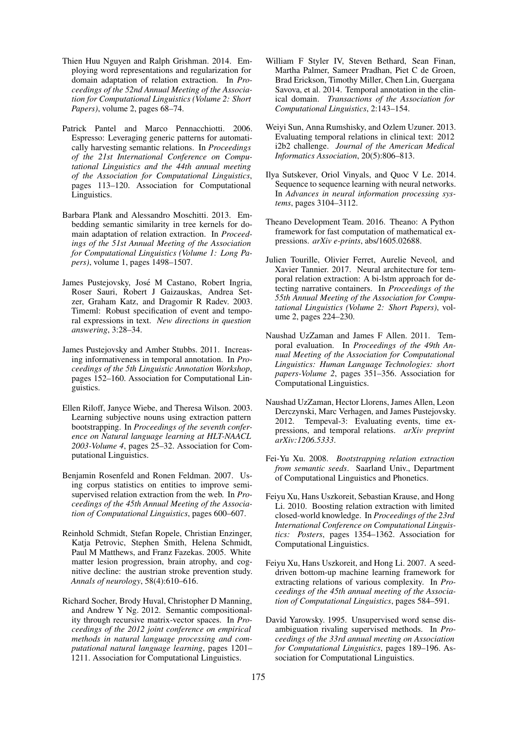Thien Huu Nguyen and Ralph Grishman. 2014. Employing word representations and regularization for domain adaptation of relation extraction. In *Proceedings of the 52nd Annual Meeting of the Association for Computational Linguistics (Volume 2: Short Papers)*, volume 2, pages 68–74.

Patrick Pantel and Marco Pennacchiotti. 2006. Espresso: Leveraging generic patterns for automatically harvesting semantic relations. In *Proceedings of the 21st International Conference on Computational Linguistics and the 44th annual meeting of the Association for Computational Linguistics*, pages 113–120. Association for Computational Linguistics.

Barbara Plank and Alessandro Moschitti. 2013. Embedding semantic similarity in tree kernels for domain adaptation of relation extraction. In *Proceedings of the 51st Annual Meeting of the Association for Computational Linguistics (Volume 1: Long Papers)*, volume 1, pages 1498–1507.

James Pustejovsky, José M Castano, Robert Ingria, Roser Sauri, Robert J Gaizauskas, Andrea Setzer, Graham Katz, and Dragomir R Radev. 2003. Timeml: Robust specification of event and temporal expressions in text. *New directions in question answering*, 3:28–34.

James Pustejovsky and Amber Stubbs. 2011. Increasing informativeness in temporal annotation. In *Proceedings of the 5th Linguistic Annotation Workshop*, pages 152–160. Association for Computational Linguistics.

Ellen Riloff, Janyce Wiebe, and Theresa Wilson. 2003. Learning subjective nouns using extraction pattern bootstrapping. In *Proceedings of the seventh conference on Natural language learning at HLT-NAACL 2003-Volume 4*, pages 25–32. Association for Computational Linguistics.

Benjamin Rosenfeld and Ronen Feldman. 2007. Using corpus statistics on entities to improve semi-supervised relation extraction from the web. In *Proceedings of the 45th Annual Meeting of the Association of Computational Linguistics*, pages 600–607.

Reinhold Schmidt, Stefan Ropele, Christian Enzinger, Katja Petrovic, Stephen Smith, Helena Schmidt, Paul M Matthews, and Franz Fazekas. 2005. White matter lesion progression, brain atrophy, and cognitive decline: the austrian stroke prevention study. *Annals of neurology*, 58(4):610–616.

Richard Socher, Brody Huval, Christopher D Manning, and Andrew Y Ng. 2012. Semantic compositionality through recursive matrix-vector spaces. In *Proceedings of the 2012 joint conference on empirical methods in natural language processing and computational natural language learning*, pages 1201–1211. Association for Computational Linguistics.

William F Styler IV, Steven Bethard, Sean Finan, Martha Palmer, Sameer Pradhan, Piet C de Groen, Brad Erickson, Timothy Miller, Chen Lin, Guergana Savova, et al. 2014. Temporal annotation in the clinical domain. *Transactions of the Association for Computational Linguistics*, 2:143–154.

Weiyi Sun, Anna Rumshisky, and Ozlem Uzuner. 2013. Evaluating temporal relations in clinical text: 2012 i2b2 challenge. *Journal of the American Medical Informatics Association*, 20(5):806–813.

Ilya Sutskever, Oriol Vinyals, and Quoc V Le. 2014. Sequence to sequence learning with neural networks. In *Advances in neural information processing systems*, pages 3104–3112.

Theano Development Team. 2016. Theano: A Python framework for fast computation of mathematical expressions. *arXiv e-prints*, abs/1605.02688.

Julien Tourille, Olivier Ferret, Aurelie Neveol, and Xavier Tannier. 2017. Neural architecture for temporal relation extraction: A bi-lstm approach for detecting narrative containers. In *Proceedings of the 55th Annual Meeting of the Association for Computational Linguistics (Volume 2: Short Papers)*, volume 2, pages 224–230.

Naushad UzZaman and James F Allen. 2011. Temporal evaluation. In *Proceedings of the 49th Annual Meeting of the Association for Computational Linguistics: Human Language Technologies: short papers-Volume 2*, pages 351–356. Association for Computational Linguistics.

Naushad UzZaman, Hector Llorens, James Allen, Leon Derczynski, Marc Verhagen, and James Pustejovsky. 2012. Tempeval-3: Evaluating events, time expressions, and temporal relations. *arXiv preprint arXiv:1206.5333*.

Fei-Yu Xu. 2008. *Bootstrapping relation extraction from semantic seeds*. Saarland Univ., Department of Computational Linguistics and Phonetics.

Feiyu Xu, Hans Uszkoreit, Sebastian Krause, and Hong Li. 2010. Boosting relation extraction with limited closed-world knowledge. In *Proceedings of the 23rd International Conference on Computational Linguistics: Posters*, pages 1354–1362. Association for Computational Linguistics.

Feiyu Xu, Hans Uszkoreit, and Hong Li. 2007. A seed-driven bottom-up machine learning framework for extracting relations of various complexity. In *Proceedings of the 45th annual meeting of the Association of Computational Linguistics*, pages 584–591.

David Yarowsky. 1995. Unsupervised word sense disambiguation rivaling supervised methods. In *Proceedings of the 33rd annual meeting on Association for Computational Linguistics*, pages 189–196. Association for Computational Linguistics.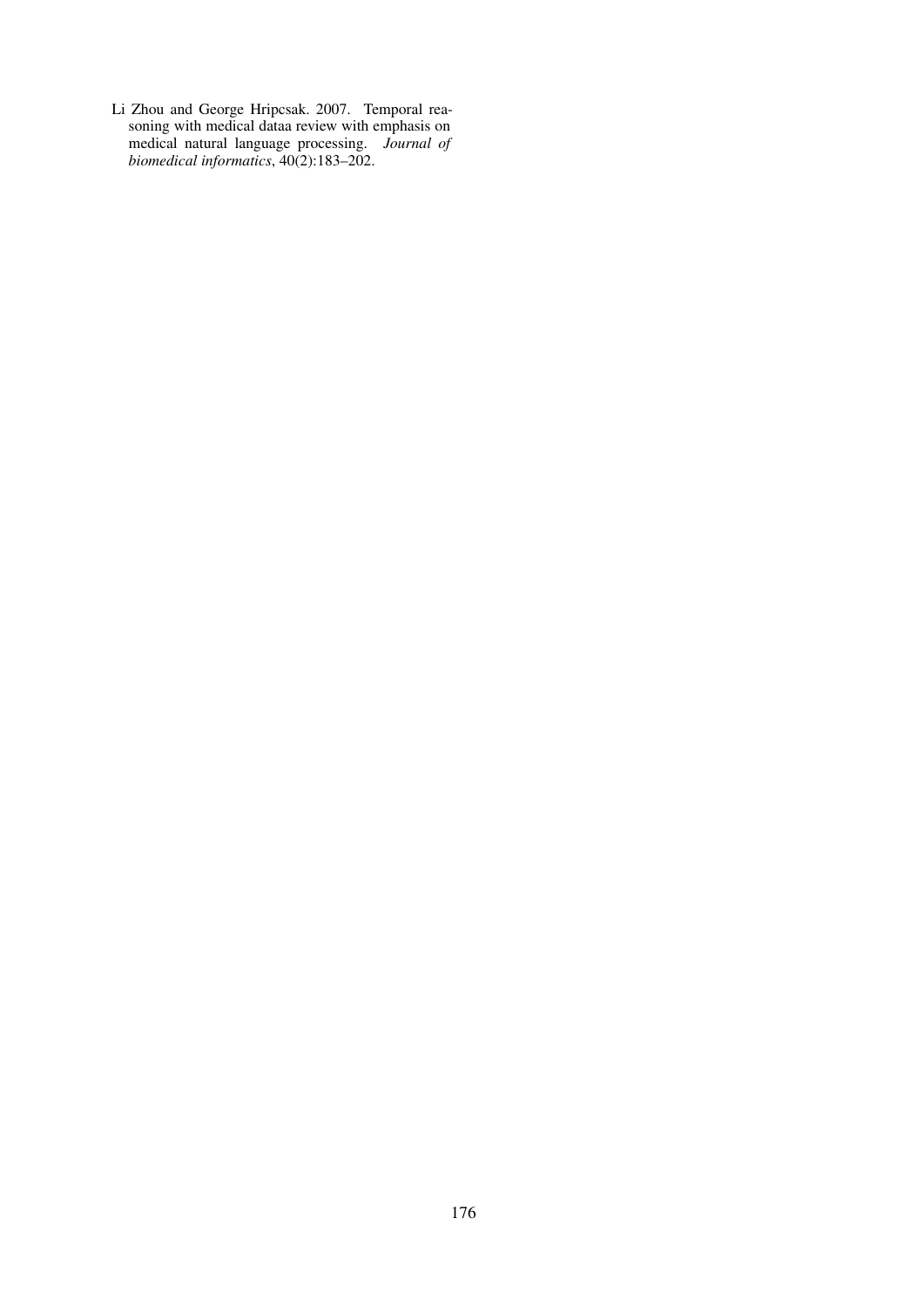Li Zhou and George Hripcsak. 2007. Temporal reasoning with medical dataa review with emphasis on medical natural language processing. *Journal of biomedical informatics*, 40(2):183–202.